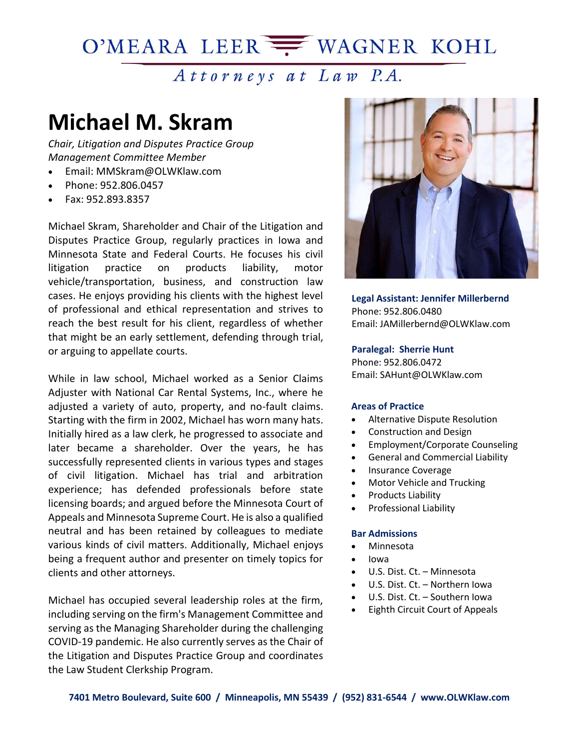O'MEARA LEER WAGNER KOHL

*Attorneys at Law P.A.*

# Michael M. Skram

*Chair, Litigation and Disputes Practice Group*
*Management Committee Member*

- Email: MMSkram@OLWKlaw.com
- Phone: 952.806.0457
- Fax: 952.893.8357

Michael Skram, Shareholder and Chair of the Litigation and Disputes Practice Group, regularly practices in Iowa and Minnesota State and Federal Courts. He focuses his civil litigation practice on products liability, motor vehicle/transportation, business, and construction law cases. He enjoys providing his clients with the highest level of professional and ethical representation and strives to reach the best result for his client, regardless of whether that might be an early settlement, defending through trial, or arguing to appellate courts.

While in law school, Michael worked as a Senior Claims Adjuster with National Car Rental Systems, Inc., where he adjusted a variety of auto, property, and no-fault claims. Starting with the firm in 2002, Michael has worn many hats. Initially hired as a law clerk, he progressed to associate and later became a shareholder. Over the years, he has successfully represented clients in various types and stages of civil litigation. Michael has trial and arbitration experience; has defended professionals before state licensing boards; and argued before the Minnesota Court of Appeals and Minnesota Supreme Court. He is also a qualified neutral and has been retained by colleagues to mediate various kinds of civil matters. Additionally, Michael enjoys being a frequent author and presenter on timely topics for clients and other attorneys.

Michael has occupied several leadership roles at the firm, including serving on the firm's Management Committee and serving as the Managing Shareholder during the challenging COVID-19 pandemic. He also currently serves as the Chair of the Litigation and Disputes Practice Group and coordinates the Law Student Clerkship Program.

**Legal Assistant: Jennifer Millerbernd**
Phone: 952.806.0480
Email: JAMillerbernd@OLWKlaw.com

**Paralegal: Sherrie Hunt**
Phone: 952.806.0472
Email: SAHunt@OLWKlaw.com

**Areas of Practice**

- Alternative Dispute Resolution
- Construction and Design
- Employment/Corporate Counseling
- General and Commercial Liability
- Insurance Coverage
- Motor Vehicle and Trucking
- Products Liability
- Professional Liability

**Bar Admissions**

- Minnesota
- Iowa
- U.S. Dist. Ct. – Minnesota
- U.S. Dist. Ct. – Northern Iowa
- U.S. Dist. Ct. – Southern Iowa
- Eighth Circuit Court of Appeals

**7401 Metro Boulevard, Suite 600 / Minneapolis, MN 55439 / (952) 831-6544 / www.OLWKlaw.com**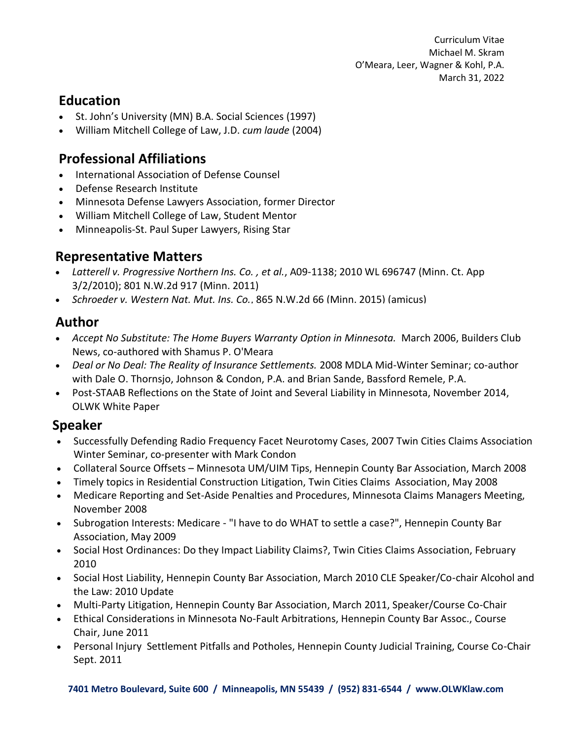Curriculum Vitae
Michael M. Skram
O'Meara, Leer, Wagner & Kohl, P.A.
March 31, 2022

## Education

- St. John's University (MN) B.A. Social Sciences (1997)
- William Mitchell College of Law, J.D. *cum laude* (2004)

## Professional Affiliations

- International Association of Defense Counsel
- Defense Research Institute
- Minnesota Defense Lawyers Association, former Director
- William Mitchell College of Law, Student Mentor
- Minneapolis-St. Paul Super Lawyers, Rising Star

## Representative Matters

- *Latterell v. Progressive Northern Ins. Co. , et al.*, A09-1138; 2010 WL 696747 (Minn. Ct. App 3/2/2010); 801 N.W.2d 917 (Minn. 2011)
- *Schroeder v. Western Nat. Mut. Ins. Co.*, 865 N.W.2d 66 (Minn. 2015) (amicus)

## Author

- *Accept No Substitute: The Home Buyers Warranty Option in Minnesota.* March 2006, Builders Club News, co-authored with Shamus P. O'Meara
- *Deal or No Deal: The Reality of Insurance Settlements.* 2008 MDLA Mid-Winter Seminar; co-author with Dale O. Thornsjo, Johnson & Condon, P.A. and Brian Sande, Bassford Remele, P.A.
- Post-STAAB Reflections on the State of Joint and Several Liability in Minnesota, November 2014, OLWK White Paper

## Speaker

- Successfully Defending Radio Frequency Facet Neurotomy Cases, 2007 Twin Cities Claims Association Winter Seminar, co-presenter with Mark Condon
- Collateral Source Offsets – Minnesota UM/UIM Tips, Hennepin County Bar Association, March 2008
- Timely topics in Residential Construction Litigation, Twin Cities Claims Association, May 2008
- Medicare Reporting and Set-Aside Penalties and Procedures, Minnesota Claims Managers Meeting, November 2008
- Subrogation Interests: Medicare - "I have to do WHAT to settle a case?", Hennepin County Bar Association, May 2009
- Social Host Ordinances: Do they Impact Liability Claims?, Twin Cities Claims Association, February 2010
- Social Host Liability, Hennepin County Bar Association, March 2010 CLE Speaker/Co-chair Alcohol and the Law: 2010 Update
- Multi-Party Litigation, Hennepin County Bar Association, March 2011, Speaker/Course Co-Chair
- Ethical Considerations in Minnesota No-Fault Arbitrations, Hennepin County Bar Assoc., Course Chair, June 2011
- Personal Injury Settlement Pitfalls and Potholes, Hennepin County Judicial Training, Course Co-Chair Sept. 2011

**7401 Metro Boulevard, Suite 600 / Minneapolis, MN 55439 / (952) 831-6544 / www.OLWKlaw.com**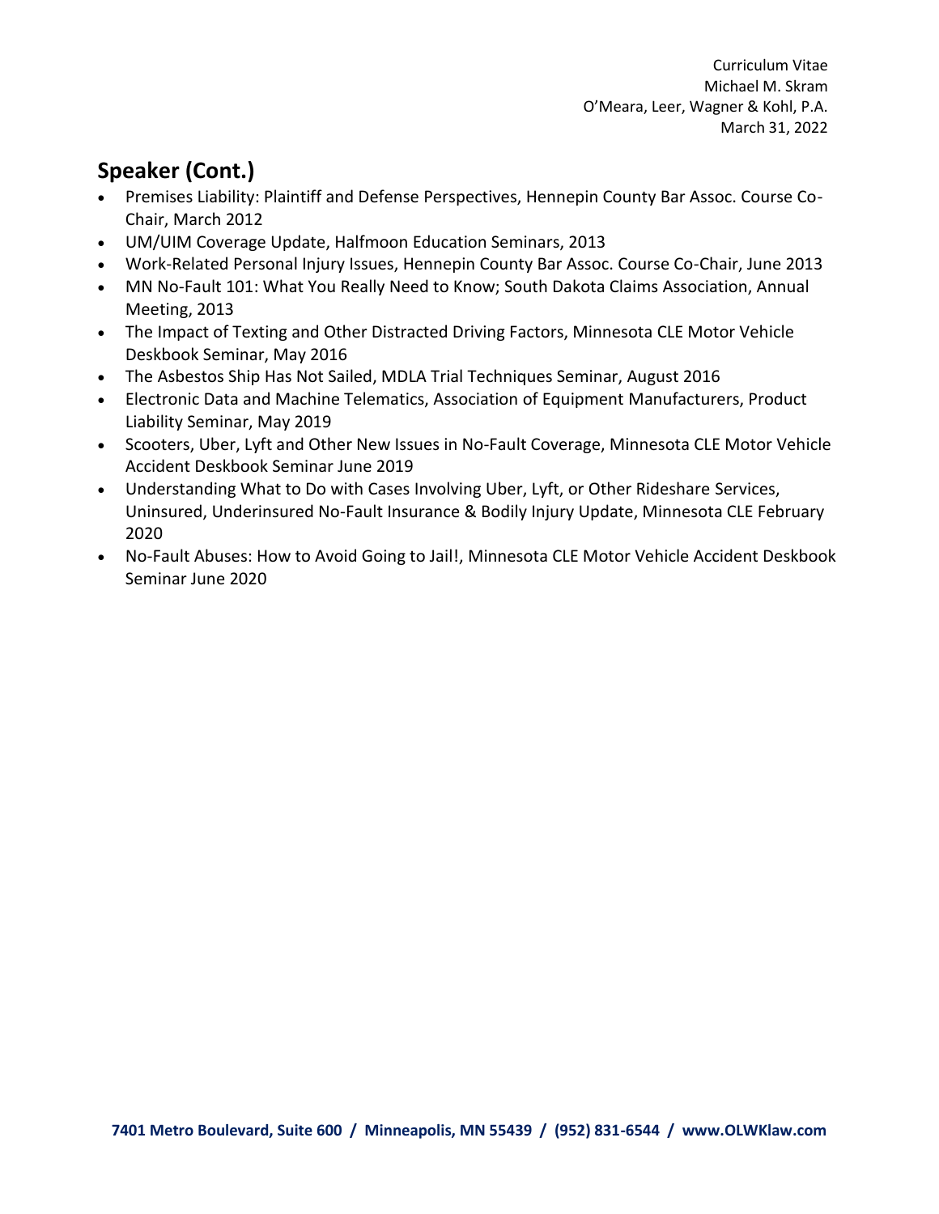## Speaker (Cont.)

- Premises Liability: Plaintiff and Defense Perspectives, Hennepin County Bar Assoc. Course Co-Chair, March 2012
- UM/UIM Coverage Update, Halfmoon Education Seminars, 2013
- Work-Related Personal Injury Issues, Hennepin County Bar Assoc. Course Co-Chair, June 2013
- MN No-Fault 101: What You Really Need to Know; South Dakota Claims Association, Annual Meeting, 2013
- The Impact of Texting and Other Distracted Driving Factors, Minnesota CLE Motor Vehicle Deskbook Seminar, May 2016
- The Asbestos Ship Has Not Sailed, MDLA Trial Techniques Seminar, August 2016
- Electronic Data and Machine Telematics, Association of Equipment Manufacturers, Product Liability Seminar, May 2019
- Scooters, Uber, Lyft and Other New Issues in No-Fault Coverage, Minnesota CLE Motor Vehicle Accident Deskbook Seminar June 2019
- Understanding What to Do with Cases Involving Uber, Lyft, or Other Rideshare Services, Uninsured, Underinsured No-Fault Insurance & Bodily Injury Update, Minnesota CLE February 2020
- No-Fault Abuses: How to Avoid Going to Jail!, Minnesota CLE Motor Vehicle Accident Deskbook Seminar June 2020